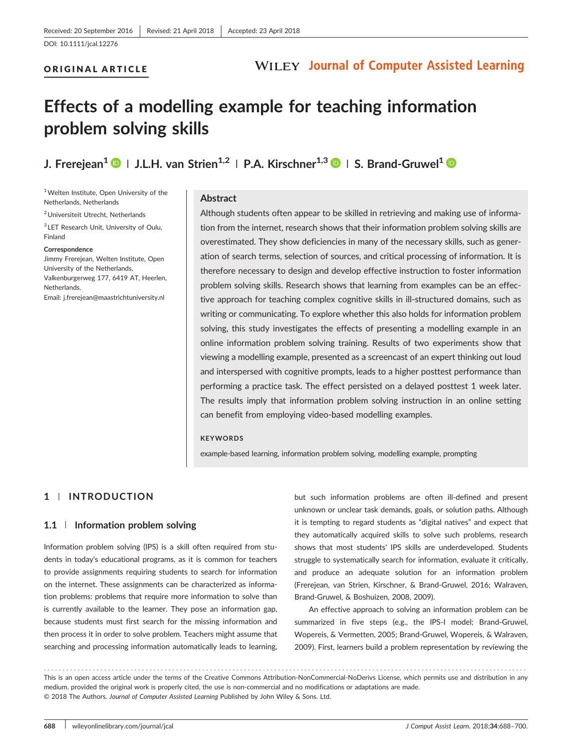Received: 20 September 2016 | Revised: 21 April 2018 | Accepted: 23 April 2018

DOI: 10.1111/jcal.12276

**ORIGINAL ARTICLE**

# Effects of a modelling example for teaching information problem solving skills

**J. Frerejean[1] | J.L.H. van Strien[1,2] | P.A. Kirschner[1,3] | S. Brand-Gruwel[1]**

[1] Welten Institute, Open University of the Netherlands, Netherlands

[2] Universiteit Utrecht, Netherlands

[3] LET Research Unit, University of Oulu, Finland

**Correspondence**
Jimmy Frerejean, Welten Institute, Open University of the Netherlands, Valkenburgerweg 177, 6419 AT, Heerlen, Netherlands.
Email: j.frerejean@maastrichtuniversity.nl

## Abstract

Although students often appear to be skilled in retrieving and making use of information from the internet, research shows that their information problem solving skills are overestimated. They show deficiencies in many of the necessary skills, such as generation of search terms, selection of sources, and critical processing of information. It is therefore necessary to design and develop effective instruction to foster information problem solving skills. Research shows that learning from examples can be an effective approach for teaching complex cognitive skills in ill-structured domains, such as writing or communicating. To explore whether this also holds for information problem solving, this study investigates the effects of presenting a modelling example in an online information problem solving training. Results of two experiments show that viewing a modelling example, presented as a screencast of an expert thinking out loud and interspersed with cognitive prompts, leads to a higher posttest performance than performing a practice task. The effect persisted on a delayed posttest 1 week later. The results imply that information problem solving instruction in an online setting can benefit from employing video-based modelling examples.

**KEYWORDS**

example-based learning, information problem solving, modelling example, prompting

## 1 | INTRODUCTION

### 1.1 | Information problem solving

Information problem solving (IPS) is a skill often required from students in today's educational programs, as it is common for teachers to provide assignments requiring students to search for information on the internet. These assignments can be characterized as information problems: problems that require more information to solve than is currently available to the learner. They pose an information gap, because students must first search for the missing information and then process it in order to solve problem. Teachers might assume that searching and processing information automatically leads to learning, but such information problems are often ill-defined and present unknown or unclear task demands, goals, or solution paths. Although it is tempting to regard students as "digital natives" and expect that they automatically acquired skills to solve such problems, research shows that most students' IPS skills are underdeveloped. Students struggle to systematically search for information, evaluate it critically, and produce an adequate solution for an information problem (Frerejean, van Strien, Kirschner, & Brand-Gruwel, 2016; Walraven, Brand-Gruwel, & Boshuizen, 2008, 2009).

An effective approach to solving an information problem can be summarized in five steps (e.g., the IPS-I model; Brand-Gruwel, Wopereis, & Vermetten, 2005; Brand-Gruwel, Wopereis, & Walraven, 2009). First, learners build a problem representation by reviewing the

This is an open access article under the terms of the Creative Commons Attribution-NonCommercial-NoDerivs License, which permits use and distribution in any medium, provided the original work is properly cited, the use is non-commercial and no modifications or adaptations are made.
© 2018 The Authors. *Journal of Computer Assisted Learning* Published by John Wiley & Sons. Ltd.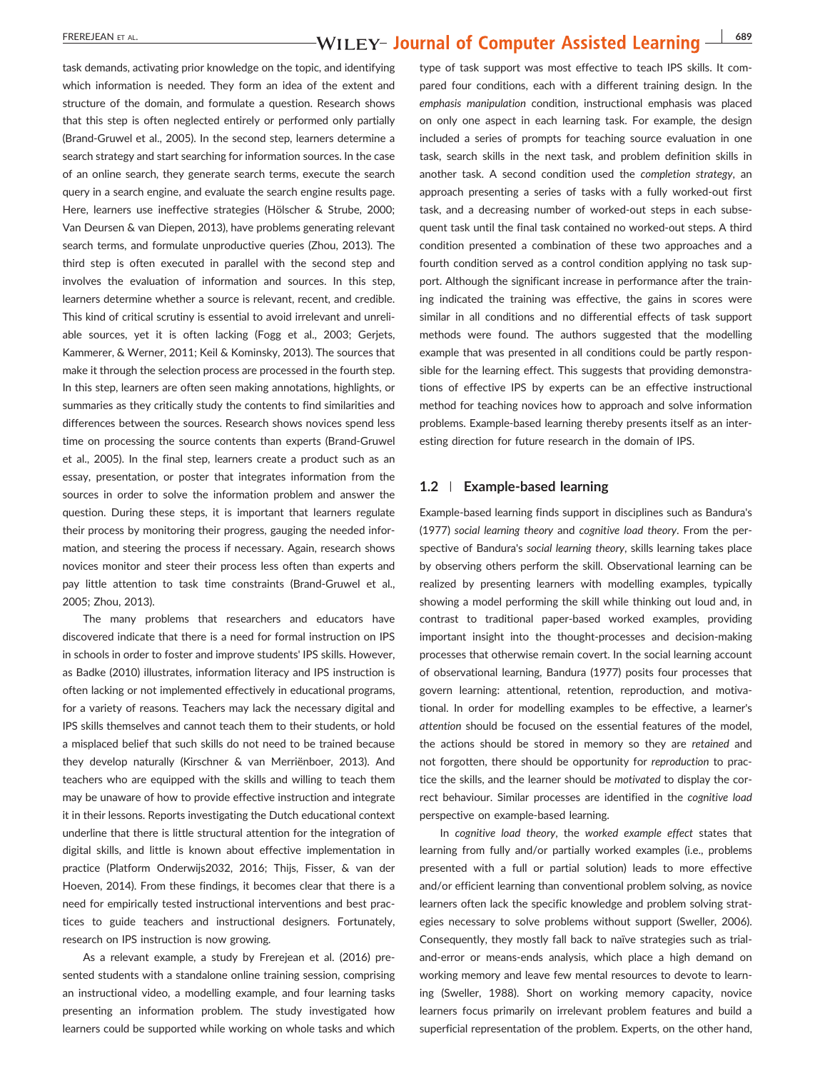task demands, activating prior knowledge on the topic, and identifying which information is needed. They form an idea of the extent and structure of the domain, and formulate a question. Research shows that this step is often neglected entirely or performed only partially (Brand-Gruwel et al., 2005). In the second step, learners determine a search strategy and start searching for information sources. In the case of an online search, they generate search terms, execute the search query in a search engine, and evaluate the search engine results page. Here, learners use ineffective strategies (Hölscher & Strube, 2000; Van Deursen & van Diepen, 2013), have problems generating relevant search terms, and formulate unproductive queries (Zhou, 2013). The third step is often executed in parallel with the second step and involves the evaluation of information and sources. In this step, learners determine whether a source is relevant, recent, and credible. This kind of critical scrutiny is essential to avoid irrelevant and unreliable sources, yet it is often lacking (Fogg et al., 2003; Gerjets, Kammerer, & Werner, 2011; Keil & Kominsky, 2013). The sources that make it through the selection process are processed in the fourth step. In this step, learners are often seen making annotations, highlights, or summaries as they critically study the contents to find similarities and differences between the sources. Research shows novices spend less time on processing the source contents than experts (Brand-Gruwel et al., 2005). In the final step, learners create a product such as an essay, presentation, or poster that integrates information from the sources in order to solve the information problem and answer the question. During these steps, it is important that learners regulate their process by monitoring their progress, gauging the needed information, and steering the process if necessary. Again, research shows novices monitor and steer their process less often than experts and pay little attention to task time constraints (Brand-Gruwel et al., 2005; Zhou, 2013).

The many problems that researchers and educators have discovered indicate that there is a need for formal instruction on IPS in schools in order to foster and improve students' IPS skills. However, as Badke (2010) illustrates, information literacy and IPS instruction is often lacking or not implemented effectively in educational programs, for a variety of reasons. Teachers may lack the necessary digital and IPS skills themselves and cannot teach them to their students, or hold a misplaced belief that such skills do not need to be trained because they develop naturally (Kirschner & van Merriënboer, 2013). And teachers who are equipped with the skills and willing to teach them may be unaware of how to provide effective instruction and integrate it in their lessons. Reports investigating the Dutch educational context underline that there is little structural attention for the integration of digital skills, and little is known about effective implementation in practice (Platform Onderwijs2032, 2016; Thijs, Fisser, & van der Hoeven, 2014). From these findings, it becomes clear that there is a need for empirically tested instructional interventions and best practices to guide teachers and instructional designers. Fortunately, research on IPS instruction is now growing.

As a relevant example, a study by Frerejean et al. (2016) presented students with a standalone online training session, comprising an instructional video, a modelling example, and four learning tasks presenting an information problem. The study investigated how learners could be supported while working on whole tasks and which type of task support was most effective to teach IPS skills. It compared four conditions, each with a different training design. In the *emphasis manipulation* condition, instructional emphasis was placed on only one aspect in each learning task. For example, the design included a series of prompts for teaching source evaluation in one task, search skills in the next task, and problem definition skills in another task. A second condition used the *completion strategy*, an approach presenting a series of tasks with a fully worked-out first task, and a decreasing number of worked-out steps in each subsequent task until the final task contained no worked-out steps. A third condition presented a combination of these two approaches and a fourth condition served as a control condition applying no task support. Although the significant increase in performance after the training indicated the training was effective, the gains in scores were similar in all conditions and no differential effects of task support methods were found. The authors suggested that the modelling example that was presented in all conditions could be partly responsible for the learning effect. This suggests that providing demonstrations of effective IPS by experts can be an effective instructional method for teaching novices how to approach and solve information problems. Example-based learning thereby presents itself as an interesting direction for future research in the domain of IPS.

## 1.2 | Example-based learning

Example-based learning finds support in disciplines such as Bandura's (1977) *social learning theory* and *cognitive load theory*. From the perspective of Bandura's *social learning theory*, skills learning takes place by observing others perform the skill. Observational learning can be realized by presenting learners with modelling examples, typically showing a model performing the skill while thinking out loud and, in contrast to traditional paper-based worked examples, providing important insight into the thought-processes and decision-making processes that otherwise remain covert. In the social learning account of observational learning, Bandura (1977) posits four processes that govern learning: attentional, retention, reproduction, and motivational. In order for modelling examples to be effective, a learner's *attention* should be focused on the essential features of the model, the actions should be stored in memory so they are *retained* and not forgotten, there should be opportunity for *reproduction* to practice the skills, and the learner should be *motivated* to display the correct behaviour. Similar processes are identified in the *cognitive load* perspective on example-based learning.

In *cognitive load theory*, the *worked example effect* states that learning from fully and/or partially worked examples (i.e., problems presented with a full or partial solution) leads to more effective and/or efficient learning than conventional problem solving, as novice learners often lack the specific knowledge and problem solving strategies necessary to solve problems without support (Sweller, 2006). Consequently, they mostly fall back to naïve strategies such as trial-and-error or means-ends analysis, which place a high demand on working memory and leave few mental resources to devote to learning (Sweller, 1988). Short on working memory capacity, novice learners focus primarily on irrelevant problem features and build a superficial representation of the problem. Experts, on the other hand,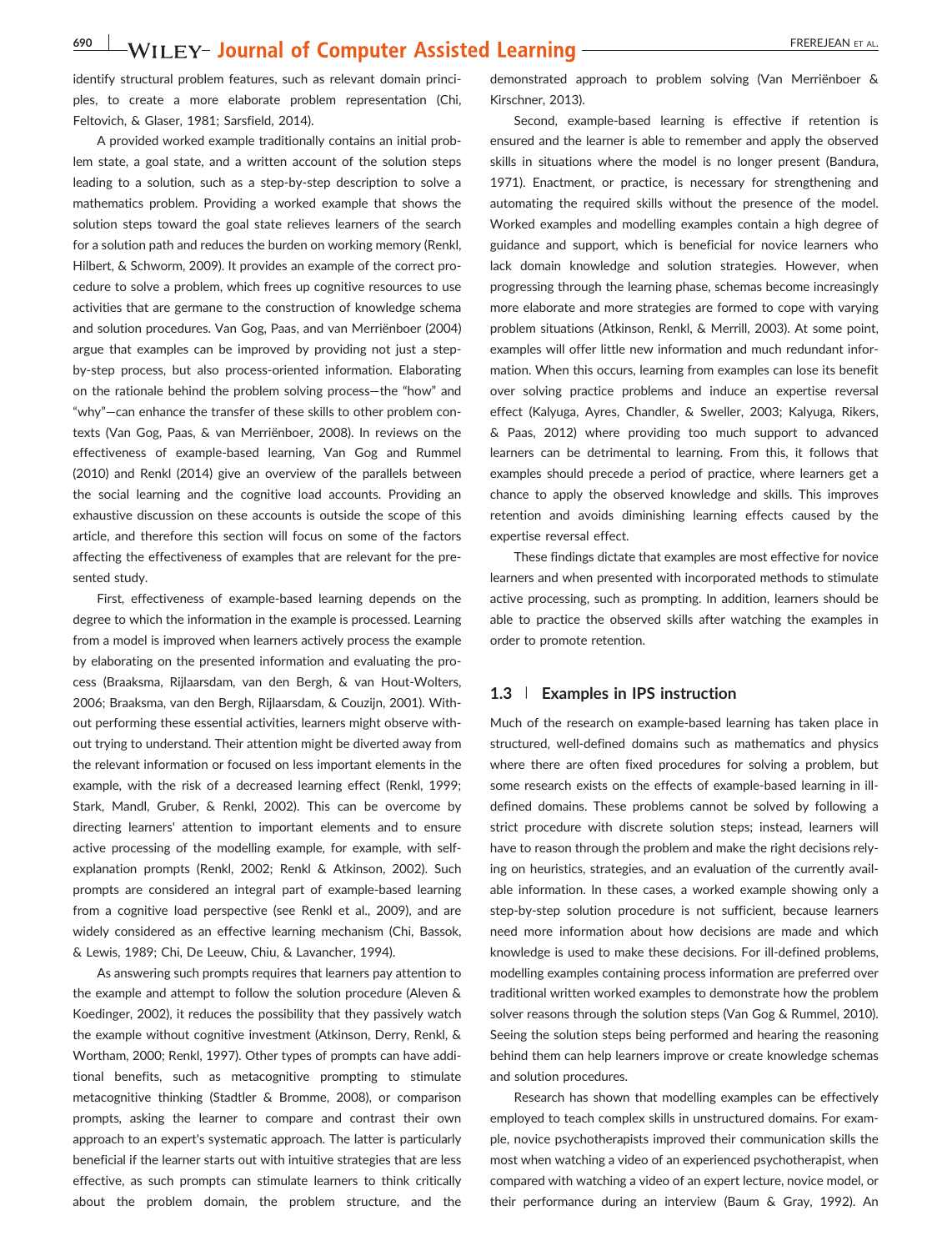identify structural problem features, such as relevant domain principles, to create a more elaborate problem representation (Chi, Feltovich, & Glaser, 1981; Sarsfield, 2014).

A provided worked example traditionally contains an initial problem state, a goal state, and a written account of the solution steps leading to a solution, such as a step-by-step description to solve a mathematics problem. Providing a worked example that shows the solution steps toward the goal state relieves learners of the search for a solution path and reduces the burden on working memory (Renkl, Hilbert, & Schworm, 2009). It provides an example of the correct procedure to solve a problem, which frees up cognitive resources to use activities that are germane to the construction of knowledge schema and solution procedures. Van Gog, Paas, and van Merriënboer (2004) argue that examples can be improved by providing not just a step-by-step process, but also process-oriented information. Elaborating on the rationale behind the problem solving process—the "how" and "why"—can enhance the transfer of these skills to other problem contexts (Van Gog, Paas, & van Merriënboer, 2008). In reviews on the effectiveness of example-based learning, Van Gog and Rummel (2010) and Renkl (2014) give an overview of the parallels between the social learning and the cognitive load accounts. Providing an exhaustive discussion on these accounts is outside the scope of this article, and therefore this section will focus on some of the factors affecting the effectiveness of examples that are relevant for the presented study.

First, effectiveness of example-based learning depends on the degree to which the information in the example is processed. Learning from a model is improved when learners actively process the example by elaborating on the presented information and evaluating the process (Braaksma, Rijlaarsdam, van den Bergh, & van Hout-Wolters, 2006; Braaksma, van den Bergh, Rijlaarsdam, & Couzijn, 2001). Without performing these essential activities, learners might observe without trying to understand. Their attention might be diverted away from the relevant information or focused on less important elements in the example, with the risk of a decreased learning effect (Renkl, 1999; Stark, Mandl, Gruber, & Renkl, 2002). This can be overcome by directing learners' attention to important elements and to ensure active processing of the modelling example, for example, with self-explanation prompts (Renkl, 2002; Renkl & Atkinson, 2002). Such prompts are considered an integral part of example-based learning from a cognitive load perspective (see Renkl et al., 2009), and are widely considered as an effective learning mechanism (Chi, Bassok, & Lewis, 1989; Chi, De Leeuw, Chiu, & Lavancher, 1994).

As answering such prompts requires that learners pay attention to the example and attempt to follow the solution procedure (Aleven & Koedinger, 2002), it reduces the possibility that they passively watch the example without cognitive investment (Atkinson, Derry, Renkl, & Wortham, 2000; Renkl, 1997). Other types of prompts can have additional benefits, such as metacognitive prompting to stimulate metacognitive thinking (Stadtler & Bromme, 2008), or comparison prompts, asking the learner to compare and contrast their own approach to an expert's systematic approach. The latter is particularly beneficial if the learner starts out with intuitive strategies that are less effective, as such prompts can stimulate learners to think critically about the problem domain, the problem structure, and the demonstrated approach to problem solving (Van Merriënboer & Kirschner, 2013).

Second, example-based learning is effective if retention is ensured and the learner is able to remember and apply the observed skills in situations where the model is no longer present (Bandura, 1971). Enactment, or practice, is necessary for strengthening and automating the required skills without the presence of the model. Worked examples and modelling examples contain a high degree of guidance and support, which is beneficial for novice learners who lack domain knowledge and solution strategies. However, when progressing through the learning phase, schemas become increasingly more elaborate and more strategies are formed to cope with varying problem situations (Atkinson, Renkl, & Merrill, 2003). At some point, examples will offer little new information and much redundant information. When this occurs, learning from examples can lose its benefit over solving practice problems and induce an expertise reversal effect (Kalyuga, Ayres, Chandler, & Sweller, 2003; Kalyuga, Rikers, & Paas, 2012) where providing too much support to advanced learners can be detrimental to learning. From this, it follows that examples should precede a period of practice, where learners get a chance to apply the observed knowledge and skills. This improves retention and avoids diminishing learning effects caused by the expertise reversal effect.

These findings dictate that examples are most effective for novice learners and when presented with incorporated methods to stimulate active processing, such as prompting. In addition, learners should be able to practice the observed skills after watching the examples in order to promote retention.

### 1.3 | Examples in IPS instruction

Much of the research on example-based learning has taken place in structured, well-defined domains such as mathematics and physics where there are often fixed procedures for solving a problem, but some research exists on the effects of example-based learning in ill-defined domains. These problems cannot be solved by following a strict procedure with discrete solution steps; instead, learners will have to reason through the problem and make the right decisions relying on heuristics, strategies, and an evaluation of the currently available information. In these cases, a worked example showing only a step-by-step solution procedure is not sufficient, because learners need more information about how decisions are made and which knowledge is used to make these decisions. For ill-defined problems, modelling examples containing process information are preferred over traditional written worked examples to demonstrate how the problem solver reasons through the solution steps (Van Gog & Rummel, 2010). Seeing the solution steps being performed and hearing the reasoning behind them can help learners improve or create knowledge schemas and solution procedures.

Research has shown that modelling examples can be effectively employed to teach complex skills in unstructured domains. For example, novice psychotherapists improved their communication skills the most when watching a video of an experienced psychotherapist, when compared with watching a video of an expert lecture, novice model, or their performance during an interview (Baum & Gray, 1992). An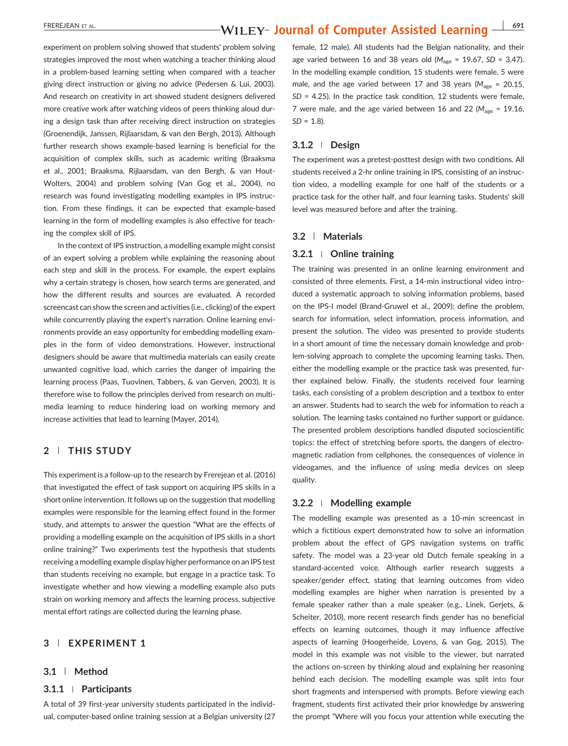experiment on problem solving showed that students' problem solving strategies improved the most when watching a teacher thinking aloud in a problem-based learning setting when compared with a teacher giving direct instruction or giving no advice (Pedersen & Lui, 2003). And research on creativity in art showed student designers delivered more creative work after watching videos of peers thinking aloud during a design task than after receiving direct instruction on strategies (Groenendijk, Janssen, Rijlaarsdam, & van den Bergh, 2013). Although further research shows example-based learning is beneficial for the acquisition of complex skills, such as academic writing (Braaksma et al., 2001; Braaksma, Rijlaarsdam, van den Bergh, & van Hout-Wolters, 2004) and problem solving (Van Gog et al., 2004), no research was found investigating modelling examples in IPS instruction. From these findings, it can be expected that example-based learning in the form of modelling examples is also effective for teaching the complex skill of IPS.

In the context of IPS instruction, a modelling example might consist of an expert solving a problem while explaining the reasoning about each step and skill in the process. For example, the expert explains why a certain strategy is chosen, how search terms are generated, and how the different results and sources are evaluated. A recorded screencast can show the screen and activities (i.e., clicking) of the expert while concurrently playing the expert's narration. Online learning environments provide an easy opportunity for embedding modelling examples in the form of video demonstrations. However, instructional designers should be aware that multimedia materials can easily create unwanted cognitive load, which carries the danger of impairing the learning process (Paas, Tuovinen, Tabbers, & van Gerven, 2003). It is therefore wise to follow the principles derived from research on multimedia learning to reduce hindering load on working memory and increase activities that lead to learning (Mayer, 2014).

## 2 | THIS STUDY

This experiment is a follow-up to the research by Frerejean et al. (2016) that investigated the effect of task support on acquiring IPS skills in a short online intervention. It follows up on the suggestion that modelling examples were responsible for the learning effect found in the former study, and attempts to answer the question "What are the effects of providing a modelling example on the acquisition of IPS skills in a short online training?" Two experiments test the hypothesis that students receiving a modelling example display higher performance on an IPS test than students receiving no example, but engage in a practice task. To investigate whether and how viewing a modelling example also puts strain on working memory and affects the learning process, subjective mental effort ratings are collected during the learning phase.

## 3 | EXPERIMENT 1

### 3.1 | Method

#### 3.1.1 | Participants

A total of 39 first-year university students participated in the individual, computer-based online training session at a Belgian university (27 female, 12 male). All students had the Belgian nationality, and their age varied between 16 and 38 years old ($M_{age}$ = 19.67, $SD$ = 3.47). In the modelling example condition, 15 students were female, 5 were male, and the age varied between 17 and 38 years ($M_{age}$ = 20.15, $SD$ = 4.25). In the practice task condition, 12 students were female, 7 were male, and the age varied between 16 and 22 ($M_{age}$ = 19.16, $SD$ = 1.8).

#### 3.1.2 | Design

The experiment was a pretest-posttest design with two conditions. All students received a 2-hr online training in IPS, consisting of an instruction video, a modelling example for one half of the students or a practice task for the other half, and four learning tasks. Students' skill level was measured before and after the training.

### 3.2 | Materials

#### 3.2.1 | Online training

The training was presented in an online learning environment and consisted of three elements. First, a 14-min instructional video introduced a systematic approach to solving information problems, based on the IPS-I model (Brand-Gruwel et al., 2009): define the problem, search for information, select information, process information, and present the solution. The video was presented to provide students in a short amount of time the necessary domain knowledge and problem-solving approach to complete the upcoming learning tasks. Then, either the modelling example or the practice task was presented, further explained below. Finally, the students received four learning tasks, each consisting of a problem description and a textbox to enter an answer. Students had to search the web for information to reach a solution. The learning tasks contained no further support or guidance. The presented problem descriptions handled disputed socioscientific topics: the effect of stretching before sports, the dangers of electromagnetic radiation from cellphones, the consequences of violence in videogames, and the influence of using media devices on sleep quality.

#### 3.2.2 | Modelling example

The modelling example was presented as a 10-min screencast in which a fictitious expert demonstrated how to solve an information problem about the effect of GPS navigation systems on traffic safety. The model was a 23-year old Dutch female speaking in a standard-accented voice. Although earlier research suggests a speaker/gender effect, stating that learning outcomes from video modelling examples are higher when narration is presented by a female speaker rather than a male speaker (e.g., Linek, Gerjets, & Scheiter, 2010), more recent research finds gender has no beneficial effects on learning outcomes, though it may influence affective aspects of learning (Hoogerheide, Loyens, & van Gog, 2015). The model in this example was not visible to the viewer, but narrated the actions on-screen by thinking aloud and explaining her reasoning behind each decision. The modelling example was split into four short fragments and interspersed with prompts. Before viewing each fragment, students first activated their prior knowledge by answering the prompt "Where will you focus your attention while executing the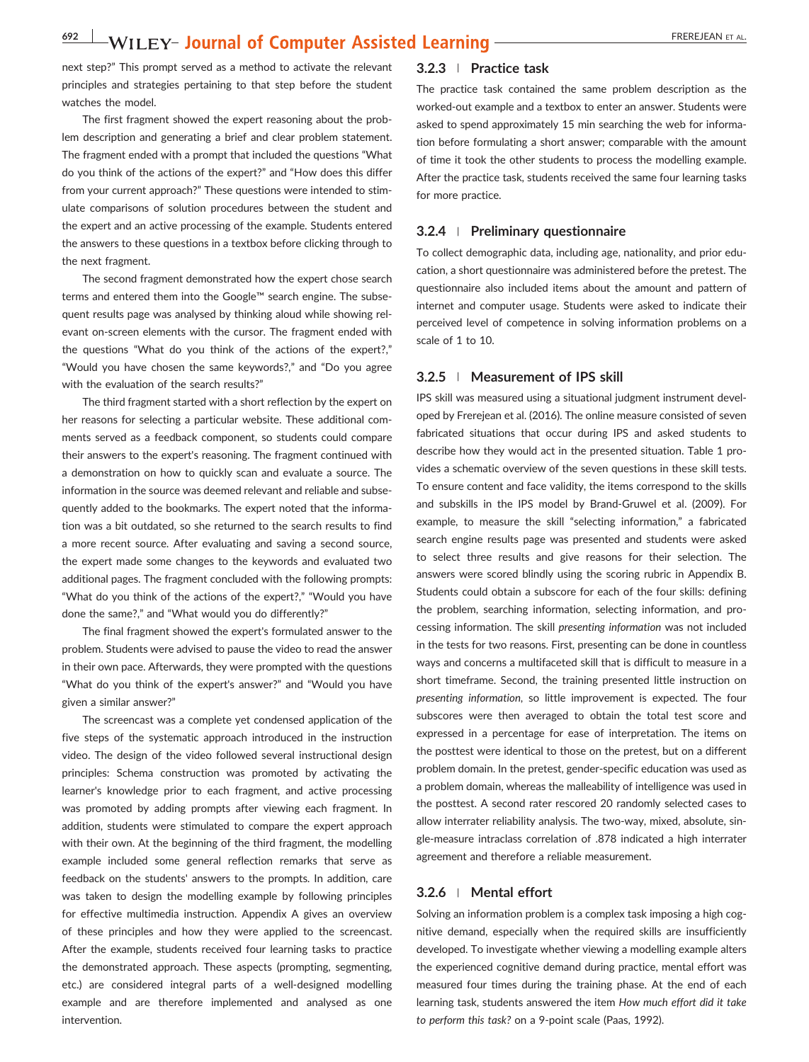next step?" This prompt served as a method to activate the relevant principles and strategies pertaining to that step before the student watches the model.

The first fragment showed the expert reasoning about the problem description and generating a brief and clear problem statement. The fragment ended with a prompt that included the questions "What do you think of the actions of the expert?" and "How does this differ from your current approach?" These questions were intended to stimulate comparisons of solution procedures between the student and the expert and an active processing of the example. Students entered the answers to these questions in a textbox before clicking through to the next fragment.

The second fragment demonstrated how the expert chose search terms and entered them into the Google™ search engine. The subsequent results page was analysed by thinking aloud while showing relevant on-screen elements with the cursor. The fragment ended with the questions "What do you think of the actions of the expert?," "Would you have chosen the same keywords?," and "Do you agree with the evaluation of the search results?"

The third fragment started with a short reflection by the expert on her reasons for selecting a particular website. These additional comments served as a feedback component, so students could compare their answers to the expert's reasoning. The fragment continued with a demonstration on how to quickly scan and evaluate a source. The information in the source was deemed relevant and reliable and subsequently added to the bookmarks. The expert noted that the information was a bit outdated, so she returned to the search results to find a more recent source. After evaluating and saving a second source, the expert made some changes to the keywords and evaluated two additional pages. The fragment concluded with the following prompts: "What do you think of the actions of the expert?," "Would you have done the same?," and "What would you do differently?"

The final fragment showed the expert's formulated answer to the problem. Students were advised to pause the video to read the answer in their own pace. Afterwards, they were prompted with the questions "What do you think of the expert's answer?" and "Would you have given a similar answer?"

The screencast was a complete yet condensed application of the five steps of the systematic approach introduced in the instruction video. The design of the video followed several instructional design principles: Schema construction was promoted by activating the learner's knowledge prior to each fragment, and active processing was promoted by adding prompts after viewing each fragment. In addition, students were stimulated to compare the expert approach with their own. At the beginning of the third fragment, the modelling example included some general reflection remarks that serve as feedback on the students' answers to the prompts. In addition, care was taken to design the modelling example by following principles for effective multimedia instruction. Appendix A gives an overview of these principles and how they were applied to the screencast. After the example, students received four learning tasks to practice the demonstrated approach. These aspects (prompting, segmenting, etc.) are considered integral parts of a well-designed modelling example and are therefore implemented and analysed as one intervention.

### 3.2.3 | Practice task

The practice task contained the same problem description as the worked-out example and a textbox to enter an answer. Students were asked to spend approximately 15 min searching the web for information before formulating a short answer; comparable with the amount of time it took the other students to process the modelling example. After the practice task, students received the same four learning tasks for more practice.

### 3.2.4 | Preliminary questionnaire

To collect demographic data, including age, nationality, and prior education, a short questionnaire was administered before the pretest. The questionnaire also included items about the amount and pattern of internet and computer usage. Students were asked to indicate their perceived level of competence in solving information problems on a scale of 1 to 10.

### 3.2.5 | Measurement of IPS skill

IPS skill was measured using a situational judgment instrument developed by Frerejean et al. (2016). The online measure consisted of seven fabricated situations that occur during IPS and asked students to describe how they would act in the presented situation. Table 1 provides a schematic overview of the seven questions in these skill tests. To ensure content and face validity, the items correspond to the skills and subskills in the IPS model by Brand-Gruwel et al. (2009). For example, to measure the skill "selecting information," a fabricated search engine results page was presented and students were asked to select three results and give reasons for their selection. The answers were scored blindly using the scoring rubric in Appendix B. Students could obtain a subscore for each of the four skills: defining the problem, searching information, selecting information, and processing information. The skill *presenting information* was not included in the tests for two reasons. First, presenting can be done in countless ways and concerns a multifaceted skill that is difficult to measure in a short timeframe. Second, the training presented little instruction on *presenting information*, so little improvement is expected. The four subscores were then averaged to obtain the total test score and expressed in a percentage for ease of interpretation. The items on the posttest were identical to those on the pretest, but on a different problem domain. In the pretest, gender-specific education was used as a problem domain, whereas the malleability of intelligence was used in the posttest. A second rater rescored 20 randomly selected cases to allow interrater reliability analysis. The two-way, mixed, absolute, single-measure intraclass correlation of .878 indicated a high interrater agreement and therefore a reliable measurement.

### 3.2.6 | Mental effort

Solving an information problem is a complex task imposing a high cognitive demand, especially when the required skills are insufficiently developed. To investigate whether viewing a modelling example alters the experienced cognitive demand during practice, mental effort was measured four times during the training phase. At the end of each learning task, students answered the item *How much effort did it take to perform this task?* on a 9-point scale (Paas, 1992).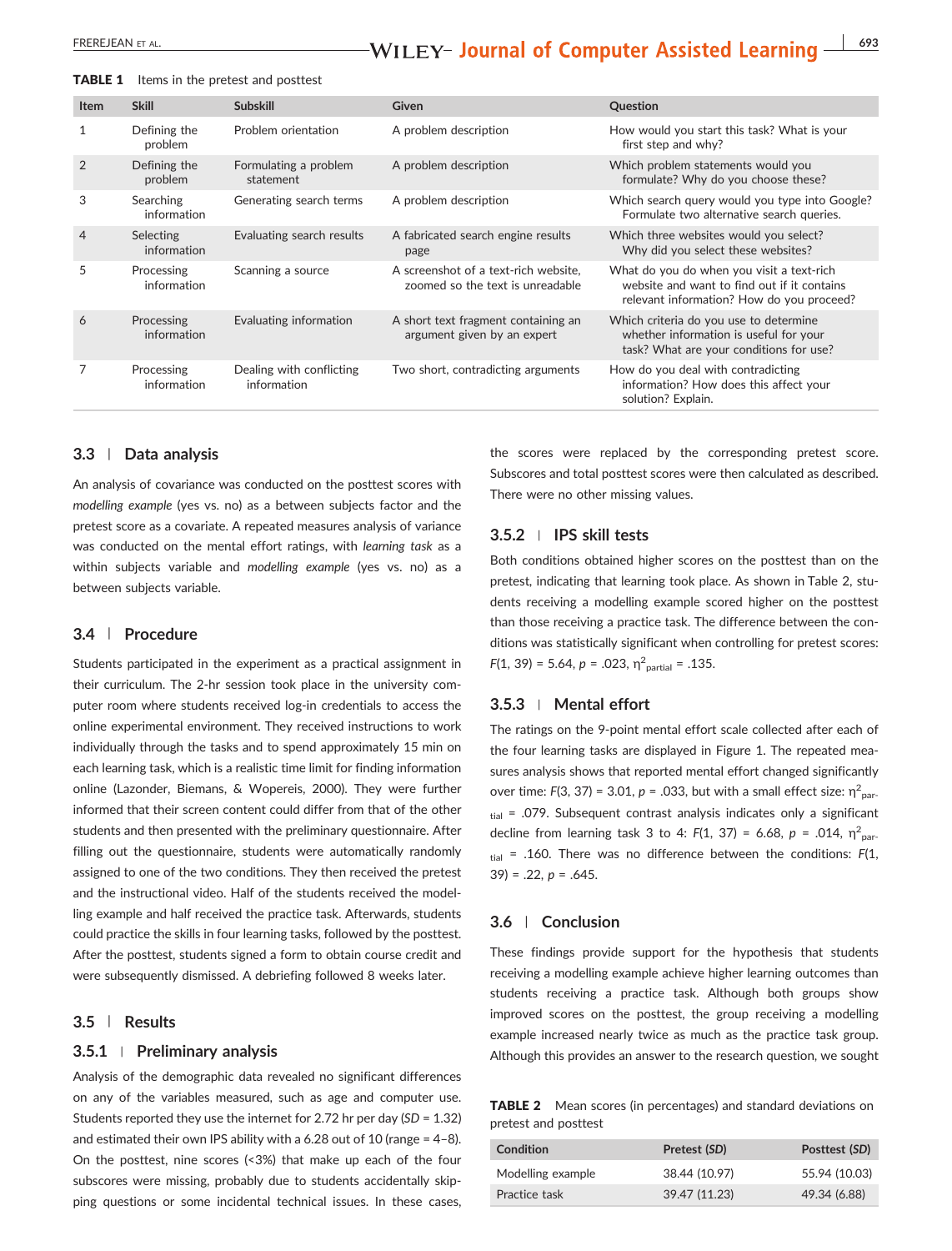**TABLE 1** Items in the pretest and posttest

| Item | Skill | Subskill | Given | Question |
|---|---|---|---|---|
| 1 | Defining the problem | Problem orientation | A problem description | How would you start this task? What is your first step and why? |
| 2 | Defining the problem | Formulating a problem statement | A problem description | Which problem statements would you formulate? Why do you choose these? |
| 3 | Searching information | Generating search terms | A problem description | Which search query would you type into Google? Formulate two alternative search queries. |
| 4 | Selecting information | Evaluating search results | A fabricated search engine results page | Which three websites would you select? Why did you select these websites? |
| 5 | Processing information | Scanning a source | A screenshot of a text-rich website, zoomed so the text is unreadable | What do you do when you visit a text-rich website and want to find out if it contains relevant information? How do you proceed? |
| 6 | Processing information | Evaluating information | A short text fragment containing an argument given by an expert | Which criteria do you use to determine whether information is useful for your task? What are your conditions for use? |
| 7 | Processing information | Dealing with conflicting information | Two short, contradicting arguments | How do you deal with contradicting information? How does this affect your solution? Explain. |

### 3.3 | Data analysis

An analysis of covariance was conducted on the posttest scores with *modelling example* (yes vs. no) as a between subjects factor and the pretest score as a covariate. A repeated measures analysis of variance was conducted on the mental effort ratings, with *learning task* as a within subjects variable and *modelling example* (yes vs. no) as a between subjects variable.

### 3.4 | Procedure

Students participated in the experiment as a practical assignment in their curriculum. The 2-hr session took place in the university computer room where students received log-in credentials to access the online experimental environment. They received instructions to work individually through the tasks and to spend approximately 15 min on each learning task, which is a realistic time limit for finding information online (Lazonder, Biemans, & Wopereis, 2000). They were further informed that their screen content could differ from that of the other students and then presented with the preliminary questionnaire. After filling out the questionnaire, students were automatically randomly assigned to one of the two conditions. They then received the pretest and the instructional video. Half of the students received the modelling example and half received the practice task. Afterwards, students could practice the skills in four learning tasks, followed by the posttest. After the posttest, students signed a form to obtain course credit and were subsequently dismissed. A debriefing followed 8 weeks later.

### 3.5 | Results

#### 3.5.1 | Preliminary analysis

Analysis of the demographic data revealed no significant differences on any of the variables measured, such as age and computer use. Students reported they use the internet for 2.72 hr per day ($SD$ = 1.32) and estimated their own IPS ability with a 6.28 out of 10 (range = 4–8). On the posttest, nine scores (<3%) that make up each of the four subscores were missing, probably due to students accidentally skipping questions or some incidental technical issues. In these cases, the scores were replaced by the corresponding pretest score. Subscores and total posttest scores were then calculated as described. There were no other missing values.

#### 3.5.2 | IPS skill tests

Both conditions obtained higher scores on the posttest than on the pretest, indicating that learning took place. As shown in Table 2, students receiving a modelling example scored higher on the posttest than those receiving a practice task. The difference between the conditions was statistically significant when controlling for pretest scores: $F(1, 39) = 5.64$, $p = .023$, $\eta^2_{partial} = .135$.

#### 3.5.3 | Mental effort

The ratings on the 9-point mental effort scale collected after each of the four learning tasks are displayed in Figure 1. The repeated measures analysis shows that reported mental effort changed significantly over time: $F(3, 37) = 3.01$, $p = .033$, but with a small effect size: $\eta^2_{partial} = .079$. Subsequent contrast analysis indicates only a significant decline from learning task 3 to 4: $F(1, 37) = 6.68$, $p = .014$, $\eta^2_{partial} = .160$. There was no difference between the conditions: $F(1, 39) = .22$, $p = .645$.

### 3.6 | Conclusion

These findings provide support for the hypothesis that students receiving a modelling example achieve higher learning outcomes than students receiving a practice task. Although both groups show improved scores on the posttest, the group receiving a modelling example increased nearly twice as much as the practice task group. Although this provides an answer to the research question, we sought

**TABLE 2** Mean scores (in percentages) and standard deviations on pretest and posttest

| Condition | Pretest ($SD$) | Posttest ($SD$) |
|---|---|---|
| Modelling example | 38.44 (10.97) | 55.94 (10.03) |
| Practice task | 39.47 (11.23) | 49.34 (6.88) |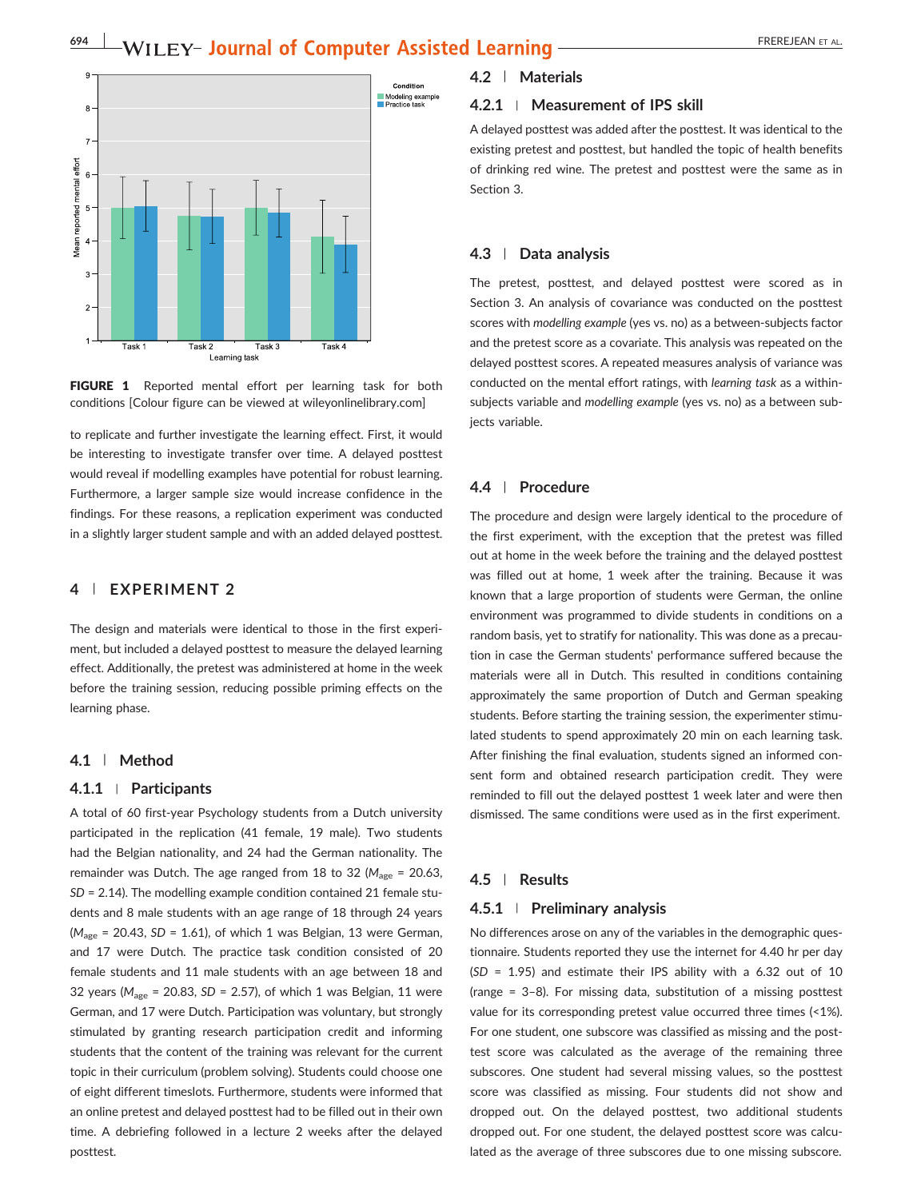FIGURE 1 Reported mental effort per learning task for both conditions [Colour figure can be viewed at wileyonlinelibrary.com]

to replicate and further investigate the learning effect. First, it would be interesting to investigate transfer over time. A delayed posttest would reveal if modelling examples have potential for robust learning. Furthermore, a larger sample size would increase confidence in the findings. For these reasons, a replication experiment was conducted in a slightly larger student sample and with an added delayed posttest.

## 4 | EXPERIMENT 2

The design and materials were identical to those in the first experiment, but included a delayed posttest to measure the delayed learning effect. Additionally, the pretest was administered at home in the week before the training session, reducing possible priming effects on the learning phase.

### 4.1 | Method

#### 4.1.1 | Participants

A total of 60 first-year Psychology students from a Dutch university participated in the replication (41 female, 19 male). Two students had the Belgian nationality, and 24 had the German nationality. The remainder was Dutch. The age ranged from 18 to 32 ($M_{age}$ = 20.63, $SD$ = 2.14). The modelling example condition contained 21 female students and 8 male students with an age range of 18 through 24 years ($M_{age}$ = 20.43, $SD$ = 1.61), of which 1 was Belgian, 13 were German, and 17 were Dutch. The practice task condition consisted of 20 female students and 11 male students with an age between 18 and 32 years ($M_{age}$ = 20.83, $SD$ = 2.57), of which 1 was Belgian, 11 were German, and 17 were Dutch. Participation was voluntary, but strongly stimulated by granting research participation credit and informing students that the content of the training was relevant for the current topic in their curriculum (problem solving). Students could choose one of eight different timeslots. Furthermore, students were informed that an online pretest and delayed posttest had to be filled out in their own time. A debriefing followed in a lecture 2 weeks after the delayed posttest.

### 4.2 | Materials

#### 4.2.1 | Measurement of IPS skill

A delayed posttest was added after the posttest. It was identical to the existing pretest and posttest, but handled the topic of health benefits of drinking red wine. The pretest and posttest were the same as in Section 3.

### 4.3 | Data analysis

The pretest, posttest, and delayed posttest were scored as in Section 3. An analysis of covariance was conducted on the posttest scores with *modelling example* (yes vs. no) as a between-subjects factor and the pretest score as a covariate. This analysis was repeated on the delayed posttest scores. A repeated measures analysis of variance was conducted on the mental effort ratings, with *learning task* as a within-subjects variable and *modelling example* (yes vs. no) as a between subjects variable.

### 4.4 | Procedure

The procedure and design were largely identical to the procedure of the first experiment, with the exception that the pretest was filled out at home in the week before the training and the delayed posttest was filled out at home, 1 week after the training. Because it was known that a large proportion of students were German, the online environment was programmed to divide students in conditions on a random basis, yet to stratify for nationality. This was done as a precaution in case the German students' performance suffered because the materials were all in Dutch. This resulted in conditions containing approximately the same proportion of Dutch and German speaking students. Before starting the training session, the experimenter stimulated students to spend approximately 20 min on each learning task. After finishing the final evaluation, students signed an informed consent form and obtained research participation credit. They were reminded to fill out the delayed posttest 1 week later and were then dismissed. The same conditions were used as in the first experiment.

### 4.5 | Results

#### 4.5.1 | Preliminary analysis

No differences arose on any of the variables in the demographic questionnaire. Students reported they use the internet for 4.40 hr per day ($SD$ = 1.95) and estimate their IPS ability with a 6.32 out of 10 (range = 3–8). For missing data, substitution of a missing posttest value for its corresponding pretest value occurred three times (<1%). For one student, one subscore was classified as missing and the posttest score was calculated as the average of the remaining three subscores. One student had several missing values, so the posttest score was classified as missing. Four students did not show and dropped out. On the delayed posttest, two additional students dropped out. For one student, the delayed posttest score was calculated as the average of three subscores due to one missing subscore.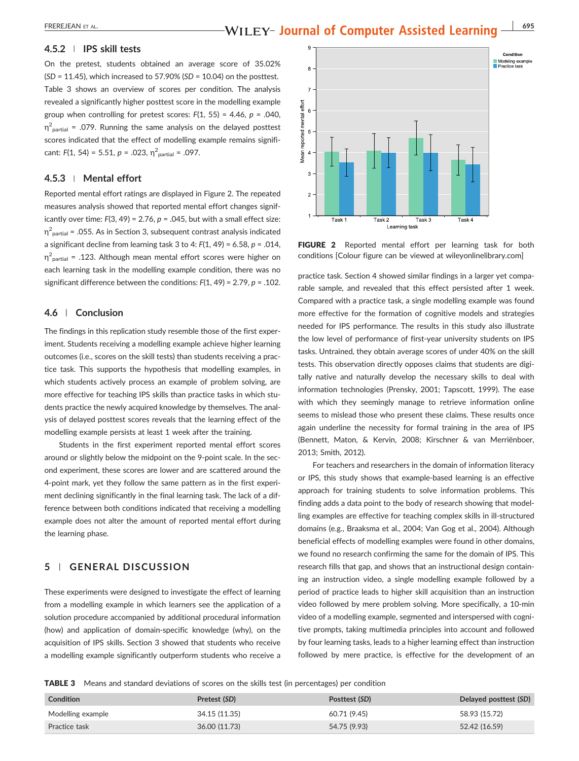### 4.5.2 | IPS skill tests

On the pretest, students obtained an average score of 35.02% (*SD* = 11.45), which increased to 57.90% (*SD* = 10.04) on the posttest. Table 3 shows an overview of scores per condition. The analysis revealed a significantly higher posttest score in the modelling example group when controlling for pretest scores: $F(1, 55) = 4.46$, $p = .040$, $\eta^2_{partial} = .079$. Running the same analysis on the delayed posttest scores indicated that the effect of modelling example remains significant: $F(1, 54) = 5.51$, $p = .023$, $\eta^2_{partial} = .097$.

### 4.5.3 | Mental effort

Reported mental effort ratings are displayed in Figure 2. The repeated measures analysis showed that reported mental effort changes significantly over time: $F(3, 49) = 2.76$, $p = .045$, but with a small effect size: $\eta^2_{partial} = .055$. As in Section 3, subsequent contrast analysis indicated a significant decline from learning task 3 to 4: $F(1, 49) = 6.58$, $p = .014$, $\eta^2_{partial} = .123$. Although mean mental effort scores were higher on each learning task in the modelling example condition, there was no significant difference between the conditions: $F(1, 49) = 2.79$, $p = .102$.

**FIGURE 2** Reported mental effort per learning task for both conditions [Colour figure can be viewed at wileyonlinelibrary.com]

## 4.6 | Conclusion

The findings in this replication study resemble those of the first experiment. Students receiving a modelling example achieve higher learning outcomes (i.e., scores on the skill tests) than students receiving a practice task. This supports the hypothesis that modelling examples, in which students actively process an example of problem solving, are more effective for teaching IPS skills than practice tasks in which students practice the newly acquired knowledge by themselves. The analysis of delayed posttest scores reveals that the learning effect of the modelling example persists at least 1 week after the training.

Students in the first experiment reported mental effort scores around or slightly below the midpoint on the 9-point scale. In the second experiment, these scores are lower and are scattered around the 4-point mark, yet they follow the same pattern as in the first experiment declining significantly in the final learning task. The lack of a difference between both conditions indicated that receiving a modelling example does not alter the amount of reported mental effort during the learning phase.

# 5 | GENERAL DISCUSSION

These experiments were designed to investigate the effect of learning from a modelling example in which learners see the application of a solution procedure accompanied by additional procedural information (how) and application of domain-specific knowledge (why), on the acquisition of IPS skills. Section 3 showed that students who receive a modelling example significantly outperform students who receive a practice task. Section 4 showed similar findings in a larger yet comparable sample, and revealed that this effect persisted after 1 week. Compared with a practice task, a single modelling example was found more effective for the formation of cognitive models and strategies needed for IPS performance. The results in this study also illustrate the low level of performance of first-year university students on IPS tasks. Untrained, they obtain average scores of under 40% on the skill tests. This observation directly opposes claims that students are digitally native and naturally develop the necessary skills to deal with information technologies (Prensky, 2001; Tapscott, 1999). The ease with which they seemingly manage to retrieve information online seems to mislead those who present these claims. These results once again underline the necessity for formal training in the area of IPS (Bennett, Maton, & Kervin, 2008; Kirschner & van Merriënboer, 2013; Smith, 2012).

For teachers and researchers in the domain of information literacy or IPS, this study shows that example-based learning is an effective approach for training students to solve information problems. This finding adds a data point to the body of research showing that modelling examples are effective for teaching complex skills in ill-structured domains (e.g., Braaksma et al., 2004; Van Gog et al., 2004). Although beneficial effects of modelling examples were found in other domains, we found no research confirming the same for the domain of IPS. This research fills that gap, and shows that an instructional design containing an instruction video, a single modelling example followed by a period of practice leads to higher skill acquisition than an instruction video followed by mere problem solving. More specifically, a 10-min video of a modelling example, segmented and interspersed with cognitive prompts, taking multimedia principles into account and followed by four learning tasks, leads to a higher learning effect than instruction followed by mere practice, is effective for the development of an

**TABLE 3** Means and standard deviations of scores on the skills test (in percentages) per condition

| Condition | Pretest (*SD*) | Posttest (*SD*) | Delayed posttest (*SD*) |
|---|---|---|---|
| Modelling example | 34.15 (11.35) | 60.71 (9.45) | 58.93 (15.72) |
| Practice task | 36.00 (11.73) | 54.75 (9.93) | 52.42 (16.59) |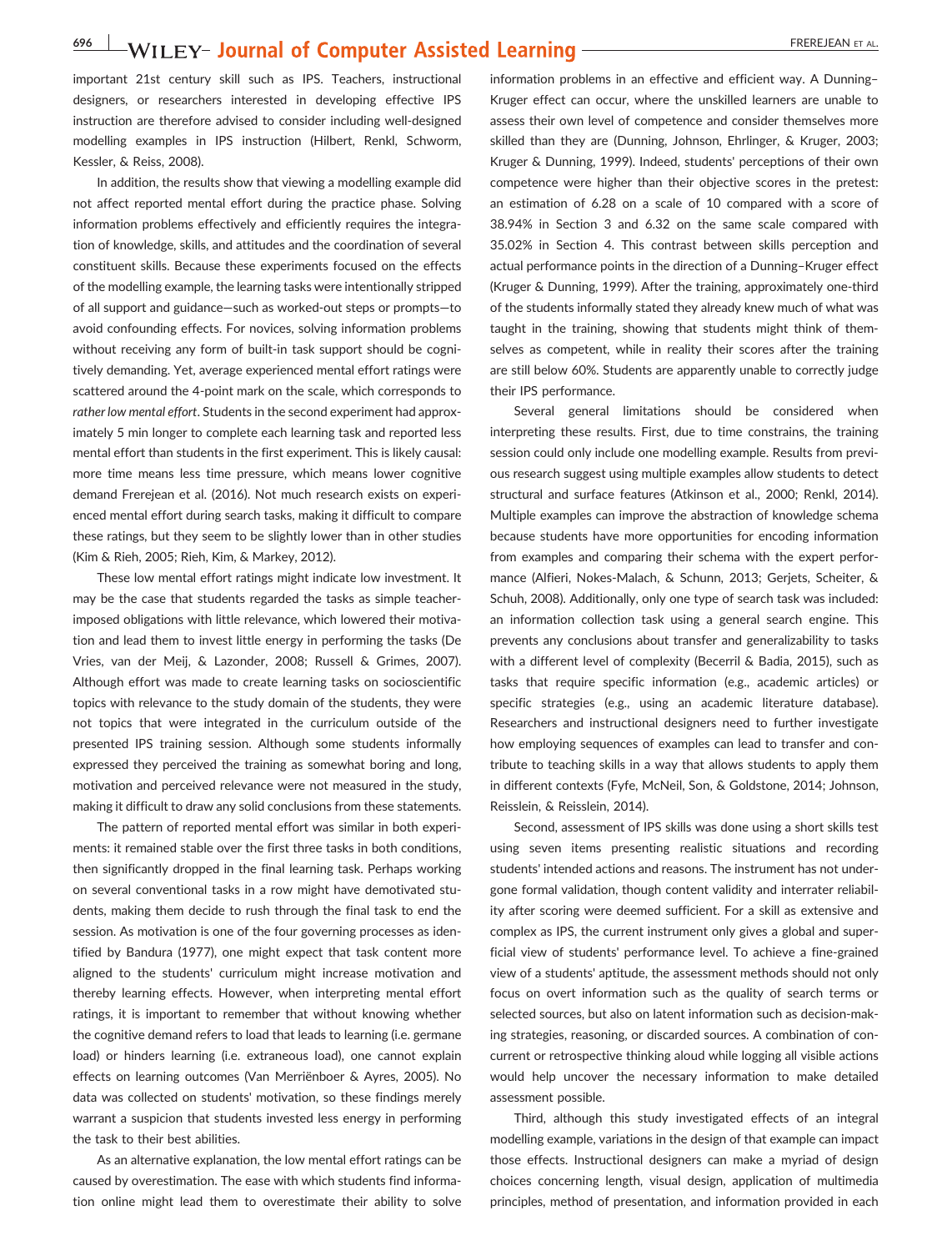important 21st century skill such as IPS. Teachers, instructional designers, or researchers interested in developing effective IPS instruction are therefore advised to consider including well-designed modelling examples in IPS instruction (Hilbert, Renkl, Schworm, Kessler, & Reiss, 2008).

In addition, the results show that viewing a modelling example did not affect reported mental effort during the practice phase. Solving information problems effectively and efficiently requires the integration of knowledge, skills, and attitudes and the coordination of several constituent skills. Because these experiments focused on the effects of the modelling example, the learning tasks were intentionally stripped of all support and guidance—such as worked-out steps or prompts—to avoid confounding effects. For novices, solving information problems without receiving any form of built-in task support should be cognitively demanding. Yet, average experienced mental effort ratings were scattered around the 4-point mark on the scale, which corresponds to *rather low mental effort*. Students in the second experiment had approximately 5 min longer to complete each learning task and reported less mental effort than students in the first experiment. This is likely causal: more time means less time pressure, which means lower cognitive demand Frerejean et al. (2016). Not much research exists on experienced mental effort during search tasks, making it difficult to compare these ratings, but they seem to be slightly lower than in other studies (Kim & Rieh, 2005; Rieh, Kim, & Markey, 2012).

These low mental effort ratings might indicate low investment. It may be the case that students regarded the tasks as simple teacher-imposed obligations with little relevance, which lowered their motivation and lead them to invest little energy in performing the tasks (De Vries, van der Meij, & Lazonder, 2008; Russell & Grimes, 2007). Although effort was made to create learning tasks on socioscientific topics with relevance to the study domain of the students, they were not topics that were integrated in the curriculum outside of the presented IPS training session. Although some students informally expressed they perceived the training as somewhat boring and long, motivation and perceived relevance were not measured in the study, making it difficult to draw any solid conclusions from these statements.

The pattern of reported mental effort was similar in both experiments: it remained stable over the first three tasks in both conditions, then significantly dropped in the final learning task. Perhaps working on several conventional tasks in a row might have demotivated students, making them decide to rush through the final task to end the session. As motivation is one of the four governing processes as identified by Bandura (1977), one might expect that task content more aligned to the students' curriculum might increase motivation and thereby learning effects. However, when interpreting mental effort ratings, it is important to remember that without knowing whether the cognitive demand refers to load that leads to learning (i.e. germane load) or hinders learning (i.e. extraneous load), one cannot explain effects on learning outcomes (Van Merriënboer & Ayres, 2005). No data was collected on students' motivation, so these findings merely warrant a suspicion that students invested less energy in performing the task to their best abilities.

As an alternative explanation, the low mental effort ratings can be caused by overestimation. The ease with which students find information online might lead them to overestimate their ability to solve information problems in an effective and efficient way. A Dunning–Kruger effect can occur, where the unskilled learners are unable to assess their own level of competence and consider themselves more skilled than they are (Dunning, Johnson, Ehrlinger, & Kruger, 2003; Kruger & Dunning, 1999). Indeed, students' perceptions of their own competence were higher than their objective scores in the pretest: an estimation of 6.28 on a scale of 10 compared with a score of 38.94% in Section 3 and 6.32 on the same scale compared with 35.02% in Section 4. This contrast between skills perception and actual performance points in the direction of a Dunning–Kruger effect (Kruger & Dunning, 1999). After the training, approximately one-third of the students informally stated they already knew much of what was taught in the training, showing that students might think of themselves as competent, while in reality their scores after the training are still below 60%. Students are apparently unable to correctly judge their IPS performance.

Several general limitations should be considered when interpreting these results. First, due to time constrains, the training session could only include one modelling example. Results from previous research suggest using multiple examples allow students to detect structural and surface features (Atkinson et al., 2000; Renkl, 2014). Multiple examples can improve the abstraction of knowledge schema because students have more opportunities for encoding information from examples and comparing their schema with the expert performance (Alfieri, Nokes-Malach, & Schunn, 2013; Gerjets, Scheiter, & Schuh, 2008). Additionally, only one type of search task was included: an information collection task using a general search engine. This prevents any conclusions about transfer and generalizability to tasks with a different level of complexity (Becerril & Badia, 2015), such as tasks that require specific information (e.g., academic articles) or specific strategies (e.g., using an academic literature database). Researchers and instructional designers need to further investigate how employing sequences of examples can lead to transfer and contribute to teaching skills in a way that allows students to apply them in different contexts (Fyfe, McNeil, Son, & Goldstone, 2014; Johnson, Reisslein, & Reisslein, 2014).

Second, assessment of IPS skills was done using a short skills test using seven items presenting realistic situations and recording students' intended actions and reasons. The instrument has not undergone formal validation, though content validity and interrater reliability after scoring were deemed sufficient. For a skill as extensive and complex as IPS, the current instrument only gives a global and superficial view of students' performance level. To achieve a fine-grained view of a students' aptitude, the assessment methods should not only focus on overt information such as the quality of search terms or selected sources, but also on latent information such as decision-making strategies, reasoning, or discarded sources. A combination of concurrent or retrospective thinking aloud while logging all visible actions would help uncover the necessary information to make detailed assessment possible.

Third, although this study investigated effects of an integral modelling example, variations in the design of that example can impact those effects. Instructional designers can make a myriad of design choices concerning length, visual design, application of multimedia principles, method of presentation, and information provided in each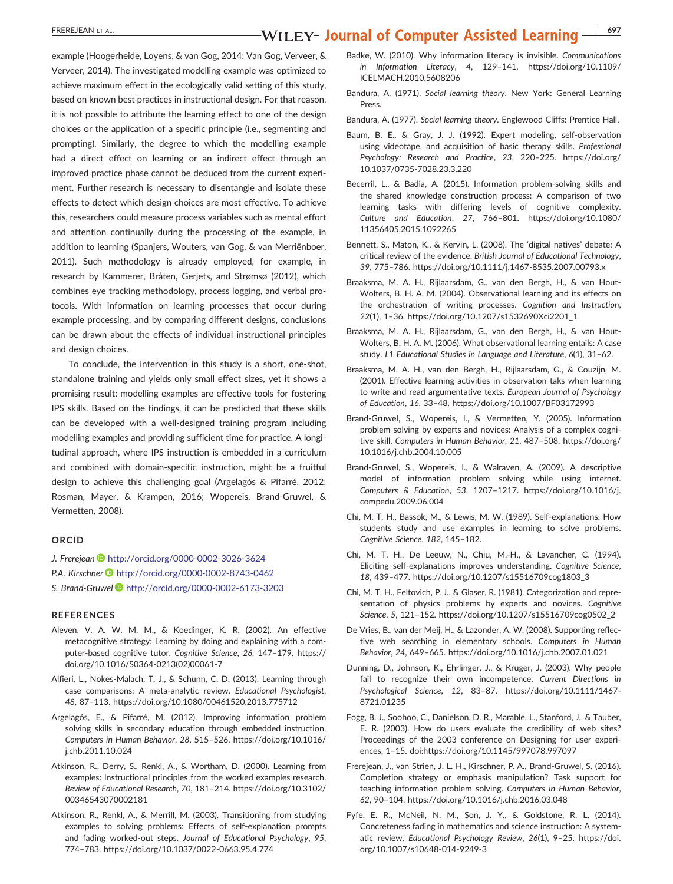example (Hoogerheide, Loyens, & van Gog, 2014; Van Gog, Verveer, & Verveer, 2014). The investigated modelling example was optimized to achieve maximum effect in the ecologically valid setting of this study, based on known best practices in instructional design. For that reason, it is not possible to attribute the learning effect to one of the design choices or the application of a specific principle (i.e., segmenting and prompting). Similarly, the degree to which the modelling example had a direct effect on learning or an indirect effect through an improved practice phase cannot be deduced from the current experiment. Further research is necessary to disentangle and isolate these effects to detect which design choices are most effective. To achieve this, researchers could measure process variables such as mental effort and attention continually during the processing of the example, in addition to learning (Spanjers, Wouters, van Gog, & van Merriënboer, 2011). Such methodology is already employed, for example, in research by Kammerer, Bråten, Gerjets, and Strømsø (2012), which combines eye tracking methodology, process logging, and verbal protocols. With information on learning processes that occur during example processing, and by comparing different designs, conclusions can be drawn about the effects of individual instructional principles and design choices.

To conclude, the intervention in this study is a short, one-shot, standalone training and yields only small effect sizes, yet it shows a promising result: modelling examples are effective tools for fostering IPS skills. Based on the findings, it can be predicted that these skills can be developed with a well-designed training program including modelling examples and providing sufficient time for practice. A longitudinal approach, where IPS instruction is embedded in a curriculum and combined with domain-specific instruction, might be a fruitful design to achieve this challenging goal (Argelagós & Pifarré, 2012; Rosman, Mayer, & Krampen, 2016; Wopereis, Brand-Gruwel, & Vermetten, 2008).

## ORCID

*J. Frerejean* http://orcid.org/0000-0002-3026-3624

*P.A. Kirschner* http://orcid.org/0000-0002-8743-0462

*S. Brand-Gruwel* http://orcid.org/0000-0002-6173-3203

## REFERENCES

Aleven, V. A. W. M. M., & Koedinger, K. R. (2002). An effective metacognitive strategy: Learning by doing and explaining with a computer-based cognitive tutor. *Cognitive Science*, *26*, 147–179. https://doi.org/10.1016/S0364-0213(02)00061-7

Alfieri, L., Nokes-Malach, T. J., & Schunn, C. D. (2013). Learning through case comparisons: A meta-analytic review. *Educational Psychologist*, *48*, 87–113. https://doi.org/10.1080/00461520.2013.775712

Argelagós, E., & Pifarré, M. (2012). Improving information problem solving skills in secondary education through embedded instruction. *Computers in Human Behavior*, *28*, 515–526. https://doi.org/10.1016/j.chb.2011.10.024

Atkinson, R., Derry, S., Renkl, A., & Wortham, D. (2000). Learning from examples: Instructional principles from the worked examples research. *Review of Educational Research*, *70*, 181–214. https://doi.org/10.3102/00346543070002181

Atkinson, R., Renkl, A., & Merrill, M. (2003). Transitioning from studying examples to solving problems: Effects of self-explanation prompts and fading worked-out steps. *Journal of Educational Psychology*, *95*, 774–783. https://doi.org/10.1037/0022-0663.95.4.774

Badke, W. (2010). Why information literacy is invisible. *Communications in Information Literacy*, *4*, 129–141. https://doi.org/10.1109/ICELMACH.2010.5608206

Bandura, A. (1971). *Social learning theory*. New York: General Learning Press.

Bandura, A. (1977). *Social learning theory*. Englewood Cliffs: Prentice Hall.

Baum, B. E., & Gray, J. J. (1992). Expert modeling, self-observation using videotape, and acquisition of basic therapy skills. *Professional Psychology: Research and Practice*, *23*, 220–225. https://doi.org/10.1037/0735-7028.23.3.220

Becerril, L., & Badia, A. (2015). Information problem-solving skills and the shared knowledge construction process: A comparison of two learning tasks with differing levels of cognitive complexity. *Culture and Education*, *27*, 766–801. https://doi.org/10.1080/11356405.2015.1092265

Bennett, S., Maton, K., & Kervin, L. (2008). The 'digital natives' debate: A critical review of the evidence. *British Journal of Educational Technology*, *39*, 775–786. https://doi.org/10.1111/j.1467-8535.2007.00793.x

Braaksma, M. A. H., Rijlaarsdam, G., van den Bergh, H., & van Hout-Wolters, B. H. A. M. (2004). Observational learning and its effects on the orchestration of writing processes. *Cognition and Instruction*, *22*(1), 1–36. https://doi.org/10.1207/s1532690Xci2201_1

Braaksma, M. A. H., Rijlaarsdam, G., van den Bergh, H., & van Hout-Wolters, B. H. A. M. (2006). What observational learning entails: A case study. *L1 Educational Studies in Language and Literature*, *6*(1), 31–62.

Braaksma, M. A. H., van den Bergh, H., Rijlaarsdam, G., & Couzijn, M. (2001). Effective learning activities in observation taks when learning to write and read argumentative texts. *European Journal of Psychology of Education*, *16*, 33–48. https://doi.org/10.1007/BF03172993

Brand-Gruwel, S., Wopereis, I., & Vermetten, Y. (2005). Information problem solving by experts and novices: Analysis of a complex cognitive skill. *Computers in Human Behavior*, *21*, 487–508. https://doi.org/10.1016/j.chb.2004.10.005

Brand-Gruwel, S., Wopereis, I., & Walraven, A. (2009). A descriptive model of information problem solving while using internet. *Computers & Education*, *53*, 1207–1217. https://doi.org/10.1016/j.compedu.2009.06.004

Chi, M. T. H., Bassok, M., & Lewis, M. W. (1989). Self-explanations: How students study and use examples in learning to solve problems. *Cognitive Science*, *182*, 145–182.

Chi, M. T. H., De Leeuw, N., Chiu, M.-H., & Lavancher, C. (1994). Eliciting self-explanations improves understanding. *Cognitive Science*, *18*, 439–477. https://doi.org/10.1207/s15516709cog1803_3

Chi, M. T. H., Feltovich, P. J., & Glaser, R. (1981). Categorization and representation of physics problems by experts and novices. *Cognitive Science*, *5*, 121–152. https://doi.org/10.1207/s15516709cog0502_2

De Vries, B., van der Meij, H., & Lazonder, A. W. (2008). Supporting reflective web searching in elementary schools. *Computers in Human Behavior*, *24*, 649–665. https://doi.org/10.1016/j.chb.2007.01.021

Dunning, D., Johnson, K., Ehrlinger, J., & Kruger, J. (2003). Why people fail to recognize their own incompetence. *Current Directions in Psychological Science*, *12*, 83–87. https://doi.org/10.1111/1467-8721.01235

Fogg, B. J., Soohoo, C., Danielson, D. R., Marable, L., Stanford, J., & Tauber, E. R. (2003). How do users evaluate the credibility of web sites? Proceedings of the 2003 conference on Designing for user experiences, 1–15. doi:https://doi.org/10.1145/997078.997097

Frerejean, J., van Strien, J. L. H., Kirschner, P. A., Brand-Gruwel, S. (2016). Completion strategy or emphasis manipulation? Task support for teaching information problem solving. *Computers in Human Behavior*, *62*, 90–104. https://doi.org/10.1016/j.chb.2016.03.048

Fyfe, E. R., McNeil, N. M., Son, J. Y., & Goldstone, R. L. (2014). Concreteness fading in mathematics and science instruction: A systematic review. *Educational Psychology Review*, *26*(1), 9–25. https://doi.org/10.1007/s10648-014-9249-3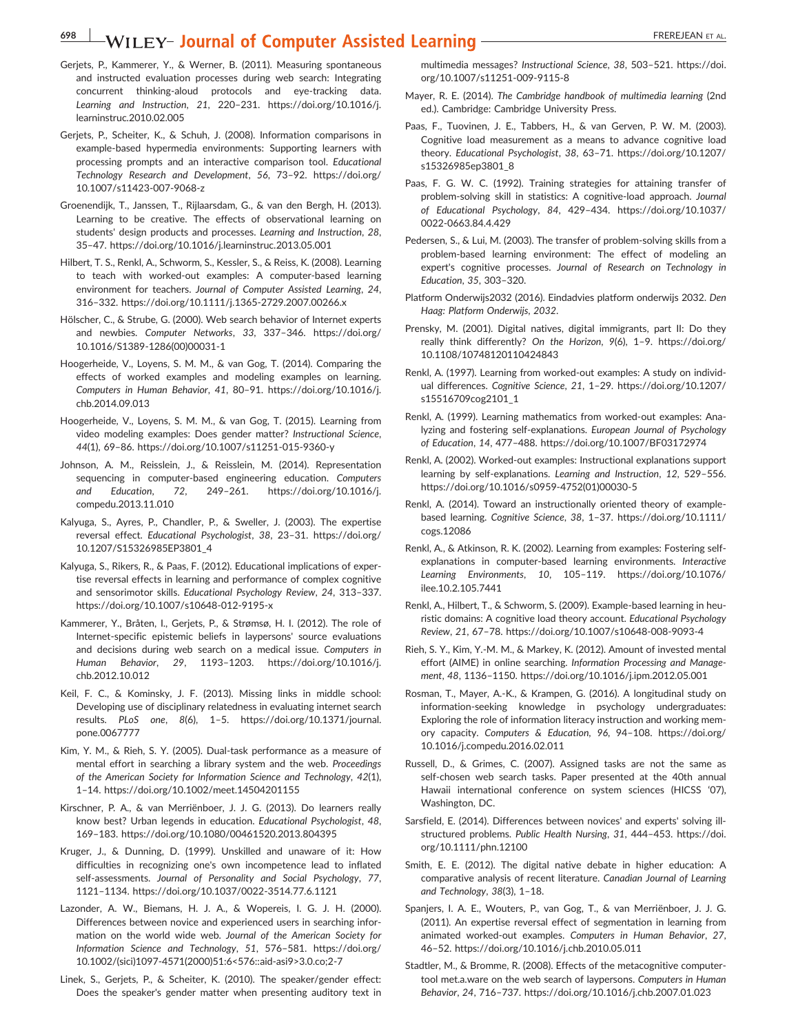Gerjets, P., Kammerer, Y., & Werner, B. (2011). Measuring spontaneous and instructed evaluation processes during web search: Integrating concurrent thinking-aloud protocols and eye-tracking data. *Learning and Instruction*, *21*, 220–231. https://doi.org/10.1016/j.learninstruc.2010.02.005

Gerjets, P., Scheiter, K., & Schuh, J. (2008). Information comparisons in example-based hypermedia environments: Supporting learners with processing prompts and an interactive comparison tool. *Educational Technology Research and Development*, *56*, 73–92. https://doi.org/10.1007/s11423-007-9068-z

Groenendijk, T., Janssen, T., Rijlaarsdam, G., & van den Bergh, H. (2013). Learning to be creative. The effects of observational learning on students' design products and processes. *Learning and Instruction*, *28*, 35–47. https://doi.org/10.1016/j.learninstruc.2013.05.001

Hilbert, T. S., Renkl, A., Schworm, S., Kessler, S., & Reiss, K. (2008). Learning to teach with worked-out examples: A computer-based learning environment for teachers. *Journal of Computer Assisted Learning*, *24*, 316–332. https://doi.org/10.1111/j.1365-2729.2007.00266.x

Hölscher, C., & Strube, G. (2000). Web search behavior of Internet experts and newbies. *Computer Networks*, *33*, 337–346. https://doi.org/10.1016/S1389-1286(00)00031-1

Hoogerheide, V., Loyens, S. M. M., & van Gog, T. (2014). Comparing the effects of worked examples and modeling examples on learning. *Computers in Human Behavior*, *41*, 80–91. https://doi.org/10.1016/j.chb.2014.09.013

Hoogerheide, V., Loyens, S. M. M., & van Gog, T. (2015). Learning from video modeling examples: Does gender matter? *Instructional Science*, *44*(1), 69–86. https://doi.org/10.1007/s11251-015-9360-y

Johnson, A. M., Reisslein, J., & Reisslein, M. (2014). Representation sequencing in computer-based engineering education. *Computers and Education*, *72*, 249–261. https://doi.org/10.1016/j.compedu.2013.11.010

Kalyuga, S., Ayres, P., Chandler, P., & Sweller, J. (2003). The expertise reversal effect. *Educational Psychologist*, *38*, 23–31. https://doi.org/10.1207/S15326985EP3801_4

Kalyuga, S., Rikers, R., & Paas, F. (2012). Educational implications of expertise reversal effects in learning and performance of complex cognitive and sensorimotor skills. *Educational Psychology Review*, *24*, 313–337. https://doi.org/10.1007/s10648-012-9195-x

Kammerer, Y., Bråten, I., Gerjets, P., & Strømsø, H. I. (2012). The role of Internet-specific epistemic beliefs in laypersons' source evaluations and decisions during web search on a medical issue. *Computers in Human Behavior*, *29*, 1193–1203. https://doi.org/10.1016/j.chb.2012.10.012

Keil, F. C., & Kominsky, J. F. (2013). Missing links in middle school: Developing use of disciplinary relatedness in evaluating internet search results. *PLoS one*, *8*(6), 1–5. https://doi.org/10.1371/journal.pone.0067777

Kim, Y. M., & Rieh, S. Y. (2005). Dual-task performance as a measure of mental effort in searching a library system and the web. *Proceedings of the American Society for Information Science and Technology*, *42*(1), 1–14. https://doi.org/10.1002/meet.14504201155

Kirschner, P. A., & van Merriënboer, J. J. G. (2013). Do learners really know best? Urban legends in education. *Educational Psychologist*, *48*, 169–183. https://doi.org/10.1080/00461520.2013.804395

Kruger, J., & Dunning, D. (1999). Unskilled and unaware of it: How difficulties in recognizing one's own incompetence lead to inflated self-assessments. *Journal of Personality and Social Psychology*, *77*, 1121–1134. https://doi.org/10.1037/0022-3514.77.6.1121

Lazonder, A. W., Biemans, H. J. A., & Wopereis, I. G. J. H. (2000). Differences between novice and experienced users in searching information on the world wide web. *Journal of the American Society for Information Science and Technology*, *51*, 576–581. https://doi.org/10.1002/(sici)1097-4571(2000)51:6<576::aid-asi9>3.0.co;2-7

Linek, S., Gerjets, P., & Scheiter, K. (2010). The speaker/gender effect: Does the speaker's gender matter when presenting auditory text in multimedia messages? *Instructional Science*, *38*, 503–521. https://doi.org/10.1007/s11251-009-9115-8

Mayer, R. E. (2014). *The Cambridge handbook of multimedia learning* (2nd ed.). Cambridge: Cambridge University Press.

Paas, F., Tuovinen, J. E., Tabbers, H., & van Gerven, P. W. M. (2003). Cognitive load measurement as a means to advance cognitive load theory. *Educational Psychologist*, *38*, 63–71. https://doi.org/10.1207/s15326985ep3801_8

Paas, F. G. W. C. (1992). Training strategies for attaining transfer of problem-solving skill in statistics: A cognitive-load approach. *Journal of Educational Psychology*, *84*, 429–434. https://doi.org/10.1037/0022-0663.84.4.429

Pedersen, S., & Lui, M. (2003). The transfer of problem-solving skills from a problem-based learning environment: The effect of modeling an expert's cognitive processes. *Journal of Research on Technology in Education*, *35*, 303–320.

Platform Onderwijs2032 (2016). Eindadvies platform onderwijs 2032. *Den Haag: Platform Onderwijs, 2032*.

Prensky, M. (2001). Digital natives, digital immigrants, part II: Do they really think differently? *On the Horizon*, *9*(6), 1–9. https://doi.org/10.1108/10748120110424843

Renkl, A. (1997). Learning from worked-out examples: A study on individual differences. *Cognitive Science*, *21*, 1–29. https://doi.org/10.1207/s15516709cog2101_1

Renkl, A. (1999). Learning mathematics from worked-out examples: Analyzing and fostering self-explanations. *European Journal of Psychology of Education*, *14*, 477–488. https://doi.org/10.1007/BF03172974

Renkl, A. (2002). Worked-out examples: Instructional explanations support learning by self-explanations. *Learning and Instruction*, *12*, 529–556. https://doi.org/10.1016/s0959-4752(01)00030-5

Renkl, A. (2014). Toward an instructionally oriented theory of example-based learning. *Cognitive Science*, *38*, 1–37. https://doi.org/10.1111/cogs.12086

Renkl, A., & Atkinson, R. K. (2002). Learning from examples: Fostering self-explanations in computer-based learning environments. *Interactive Learning Environments*, *10*, 105–119. https://doi.org/10.1076/ilee.10.2.105.7441

Renkl, A., Hilbert, T., & Schworm, S. (2009). Example-based learning in heuristic domains: A cognitive load theory account. *Educational Psychology Review*, *21*, 67–78. https://doi.org/10.1007/s10648-008-9093-4

Rieh, S. Y., Kim, Y.-M. M., & Markey, K. (2012). Amount of invested mental effort (AIME) in online searching. *Information Processing and Management*, *48*, 1136–1150. https://doi.org/10.1016/j.ipm.2012.05.001

Rosman, T., Mayer, A.-K., & Krampen, G. (2016). A longitudinal study on information-seeking knowledge in psychology undergraduates: Exploring the role of information literacy instruction and working memory capacity. *Computers & Education*, *96*, 94–108. https://doi.org/10.1016/j.compedu.2016.02.011

Russell, D., & Grimes, C. (2007). Assigned tasks are not the same as self-chosen web search tasks. Paper presented at the 40th annual Hawaii international conference on system sciences (HICSS '07), Washington, DC.

Sarsfield, E. (2014). Differences between novices' and experts' solving ill-structured problems. *Public Health Nursing*, *31*, 444–453. https://doi.org/10.1111/phn.12100

Smith, E. E. (2012). The digital native debate in higher education: A comparative analysis of recent literature. *Canadian Journal of Learning and Technology*, *38*(3), 1–18.

Spanjers, I. A. E., Wouters, P., van Gog, T., & van Merriënboer, J. J. G. (2011). An expertise reversal effect of segmentation in learning from animated worked-out examples. *Computers in Human Behavior*, *27*, 46–52. https://doi.org/10.1016/j.chb.2010.05.011

Stadtler, M., & Bromme, R. (2008). Effects of the metacognitive computer-tool met.a.ware on the web search of laypersons. *Computers in Human Behavior*, *24*, 716–737. https://doi.org/10.1016/j.chb.2007.01.023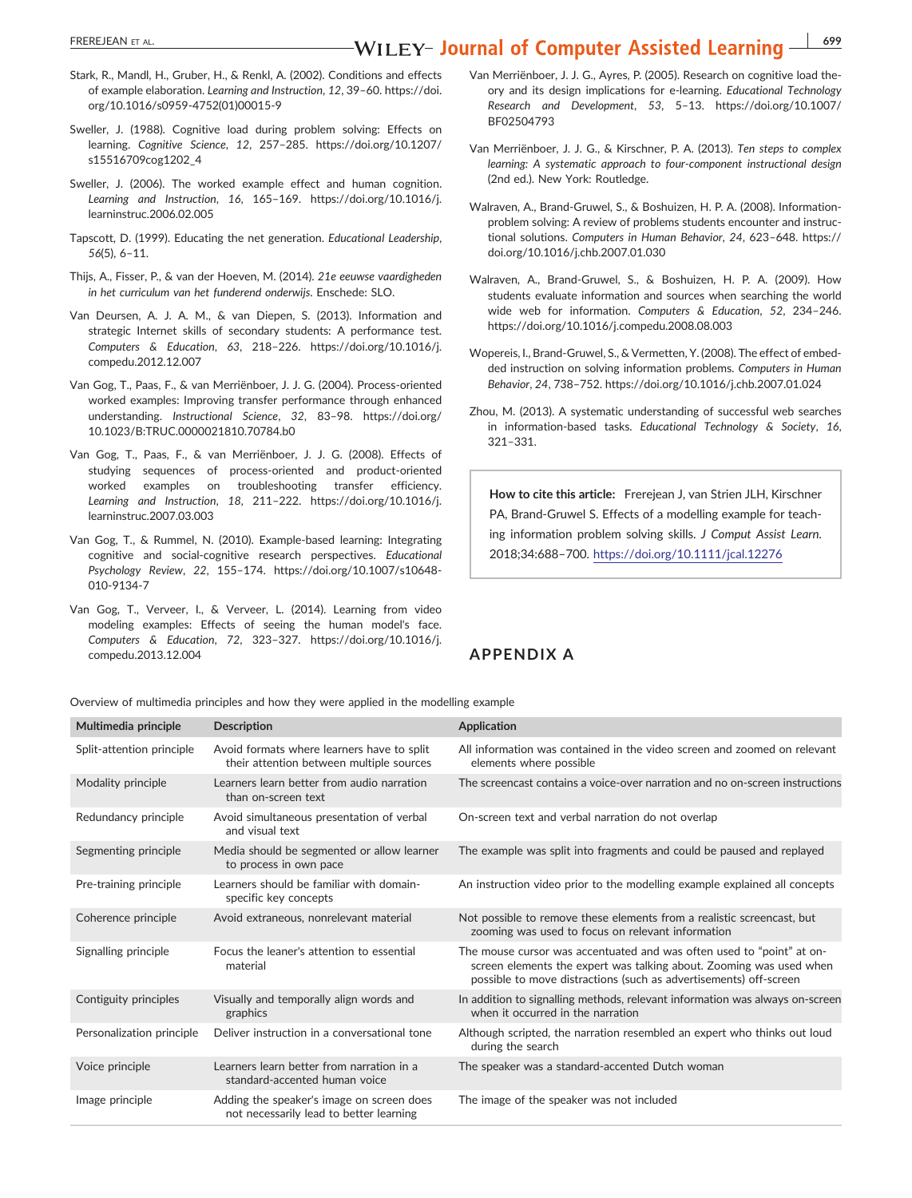Stark, R., Mandl, H., Gruber, H., & Renkl, A. (2002). Conditions and effects of example elaboration. *Learning and Instruction*, *12*, 39–60. https://doi.org/10.1016/s0959-4752(01)00015-9

Sweller, J. (1988). Cognitive load during problem solving: Effects on learning. *Cognitive Science*, *12*, 257–285. https://doi.org/10.1207/s15516709cog1202_4

Sweller, J. (2006). The worked example effect and human cognition. *Learning and Instruction*, *16*, 165–169. https://doi.org/10.1016/j.learninstruc.2006.02.005

Tapscott, D. (1999). Educating the net generation. *Educational Leadership*, *56*(5), 6–11.

Thijs, A., Fisser, P., & van der Hoeven, M. (2014). *21e eeuwse vaardigheden in het curriculum van het funderend onderwijs*. Enschede: SLO.

Van Deursen, A. J. A. M., & van Diepen, S. (2013). Information and strategic Internet skills of secondary students: A performance test. *Computers & Education*, *63*, 218–226. https://doi.org/10.1016/j.compedu.2012.12.007

Van Gog, T., Paas, F., & van Merriënboer, J. J. G. (2004). Process-oriented worked examples: Improving transfer performance through enhanced understanding. *Instructional Science*, *32*, 83–98. https://doi.org/10.1023/B:TRUC.0000021810.70784.b0

Van Gog, T., Paas, F., & van Merriënboer, J. J. G. (2008). Effects of studying sequences of process-oriented and product-oriented worked examples on troubleshooting transfer efficiency. *Learning and Instruction*, *18*, 211–222. https://doi.org/10.1016/j.learninstruc.2007.03.003

Van Gog, T., & Rummel, N. (2010). Example-based learning: Integrating cognitive and social-cognitive research perspectives. *Educational Psychology Review*, *22*, 155–174. https://doi.org/10.1007/s10648-010-9134-7

Van Gog, T., Verveer, I., & Verveer, L. (2014). Learning from video modeling examples: Effects of seeing the human model's face. *Computers & Education*, *72*, 323–327. https://doi.org/10.1016/j.compedu.2013.12.004

Van Merriënboer, J. J. G., Ayres, P. (2005). Research on cognitive load theory and its design implications for e-learning. *Educational Technology Research and Development*, *53*, 5–13. https://doi.org/10.1007/BF02504793

Van Merriënboer, J. J. G., & Kirschner, P. A. (2013). *Ten steps to complex learning: A systematic approach to four-component instructional design* (2nd ed.). New York: Routledge.

Walraven, A., Brand-Gruwel, S., & Boshuizen, H. P. A. (2008). Information-problem solving: A review of problems students encounter and instructional solutions. *Computers in Human Behavior*, *24*, 623–648. https://doi.org/10.1016/j.chb.2007.01.030

Walraven, A., Brand-Gruwel, S., & Boshuizen, H. P. A. (2009). How students evaluate information and sources when searching the world wide web for information. *Computers & Education*, *52*, 234–246. https://doi.org/10.1016/j.compedu.2008.08.003

Wopereis, I., Brand-Gruwel, S., & Vermetten, Y. (2008). The effect of embedded instruction on solving information problems. *Computers in Human Behavior*, *24*, 738–752. https://doi.org/10.1016/j.chb.2007.01.024

Zhou, M. (2013). A systematic understanding of successful web searches in information-based tasks. *Educational Technology & Society*, *16*, 321–331.

**How to cite this article:** Frerejean J, van Strien JLH, Kirschner PA, Brand-Gruwel S. Effects of a modelling example for teaching information problem solving skills. *J Comput Assist Learn*. 2018;34:688–700. https://doi.org/10.1111/jcal.12276

## APPENDIX A

Overview of multimedia principles and how they were applied in the modelling example

| Multimedia principle | Description | Application |
|---|---|---|
| Split-attention principle | Avoid formats where learners have to split their attention between multiple sources | All information was contained in the video screen and zoomed on relevant elements where possible |
| Modality principle | Learners learn better from audio narration than on-screen text | The screencast contains a voice-over narration and no on-screen instructions |
| Redundancy principle | Avoid simultaneous presentation of verbal and visual text | On-screen text and verbal narration do not overlap |
| Segmenting principle | Media should be segmented or allow learner to process in own pace | The example was split into fragments and could be paused and replayed |
| Pre-training principle | Learners should be familiar with domain-specific key concepts | An instruction video prior to the modelling example explained all concepts |
| Coherence principle | Avoid extraneous, nonrelevant material | Not possible to remove these elements from a realistic screencast, but zooming was used to focus on relevant information |
| Signalling principle | Focus the leaner's attention to essential material | The mouse cursor was accentuated and was often used to "point" at on-screen elements the expert was talking about. Zooming was used when possible to move distractions (such as advertisements) off-screen |
| Contiguity principles | Visually and temporally align words and graphics | In addition to signalling methods, relevant information was always on-screen when it occurred in the narration |
| Personalization principle | Deliver instruction in a conversational tone | Although scripted, the narration resembled an expert who thinks out loud during the search |
| Voice principle | Learners learn better from narration in a standard-accented human voice | The speaker was a standard-accented Dutch woman |
| Image principle | Adding the speaker's image on screen does not necessarily lead to better learning | The image of the speaker was not included |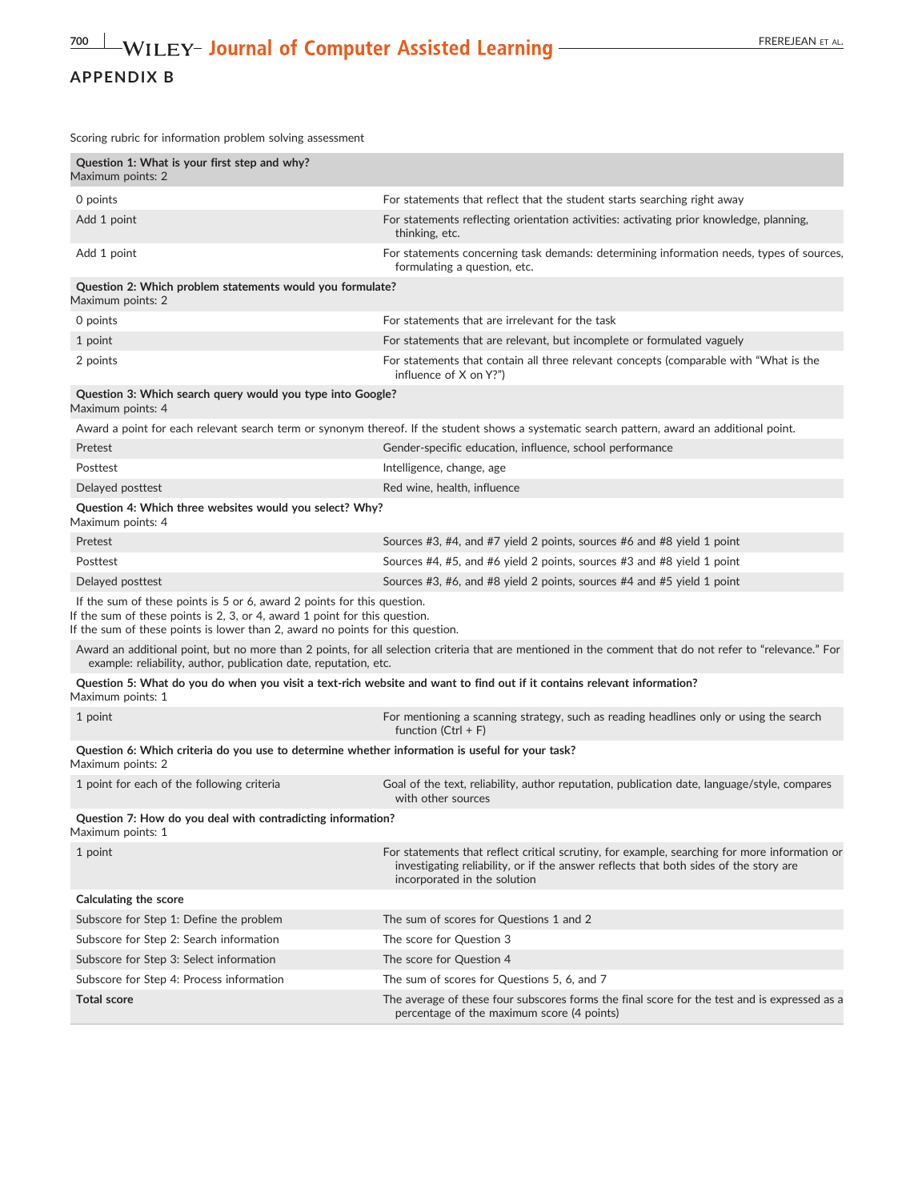## APPENDIX B

Scoring rubric for information problem solving assessment

| | |
|---|---|
| **Question 1: What is your first step and why?** Maximum points: 2 | |
| 0 points | For statements that reflect that the student starts searching right away |
| Add 1 point | For statements reflecting orientation activities: activating prior knowledge, planning, thinking, etc. |
| Add 1 point | For statements concerning task demands: determining information needs, types of sources, formulating a question, etc. |
| **Question 2: Which problem statements would you formulate?** Maximum points: 2 | |
| 0 points | For statements that are irrelevant for the task |
| 1 point | For statements that are relevant, but incomplete or formulated vaguely |
| 2 points | For statements that contain all three relevant concepts (comparable with "What is the influence of X on Y?") |
| **Question 3: Which search query would you type into Google?** Maximum points: 4 | |
| Award a point for each relevant search term or synonym thereof. If the student shows a systematic search pattern, award an additional point. | |
| Pretest | Gender-specific education, influence, school performance |
| Posttest | Intelligence, change, age |
| Delayed posttest | Red wine, health, influence |
| **Question 4: Which three websites would you select? Why?** Maximum points: 4 | |
| Pretest | Sources #3, #4, and #7 yield 2 points, sources #6 and #8 yield 1 point |
| Posttest | Sources #4, #5, and #6 yield 2 points, sources #3 and #8 yield 1 point |
| Delayed posttest | Sources #3, #6, and #8 yield 2 points, sources #4 and #5 yield 1 point |
| If the sum of these points is 5 or 6, award 2 points for this question. If the sum of these points is 2, 3, or 4, award 1 point for this question. If the sum of these points is lower than 2, award no points for this question. | |
| Award an additional point, but no more than 2 points, for all selection criteria that are mentioned in the comment that do not refer to "relevance." For example: reliability, author, publication date, reputation, etc. | |
| **Question 5: What do you do when you visit a text-rich website and want to find out if it contains relevant information?** Maximum points: 1 | |
| 1 point | For mentioning a scanning strategy, such as reading headlines only or using the search function (Ctrl + F) |
| **Question 6: Which criteria do you use to determine whether information is useful for your task?** Maximum points: 2 | |
| 1 point for each of the following criteria | Goal of the text, reliability, author reputation, publication date, language/style, compares with other sources |
| **Question 7: How do you deal with contradicting information?** Maximum points: 1 | |
| 1 point | For statements that reflect critical scrutiny, for example, searching for more information or investigating reliability, or if the answer reflects that both sides of the story are incorporated in the solution |
| **Calculating the score** | |
| Subscore for Step 1: Define the problem | The sum of scores for Questions 1 and 2 |
| Subscore for Step 2: Search information | The score for Question 3 |
| Subscore for Step 3: Select information | The score for Question 4 |
| Subscore for Step 4: Process information | The sum of scores for Questions 5, 6, and 7 |
| **Total score** | The average of these four subscores forms the final score for the test and is expressed as a percentage of the maximum score (4 points) |